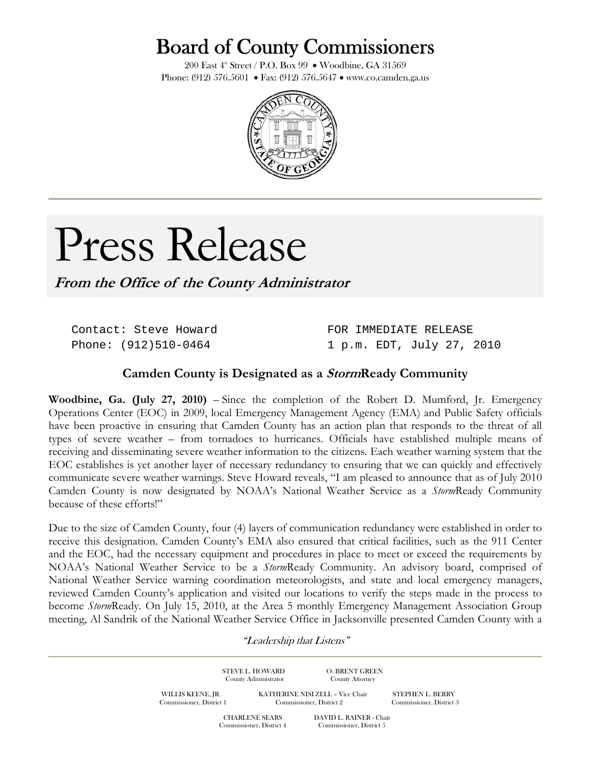# Board of County Commissioners

200 East 4th Street / P.O. Box 99 • Woodbine, GA 31569
Phone: (912) 576.5601 • Fax: (912) 576.5647 • www.co.camden.ga.us

# Press Release

***From the Office of the County Administrator***

```
Contact: Steve Howard                FOR IMMEDIATE RELEASE
Phone: (912)510-0464                 1 p.m. EDT, July 27, 2010
```

## Camden County is Designated as a *Storm*Ready Community

**Woodbine, Ga. (July 27, 2010)** – Since the completion of the Robert D. Mumford, Jr. Emergency Operations Center (EOC) in 2009, local Emergency Management Agency (EMA) and Public Safety officials have been proactive in ensuring that Camden County has an action plan that responds to the threat of all types of severe weather – from tornadoes to hurricanes. Officials have established multiple means of receiving and disseminating severe weather information to the citizens. Each weather warning system that the EOC establishes is yet another layer of necessary redundancy to ensuring that we can quickly and effectively communicate severe weather warnings. Steve Howard reveals, "I am pleased to announce that as of July 2010 Camden County is now designated by NOAA's National Weather Service as a *Storm*Ready Community because of these efforts!"

Due to the size of Camden County, four (4) layers of communication redundancy were established in order to receive this designation. Camden County's EMA also ensured that critical facilities, such as the 911 Center and the EOC, had the necessary equipment and procedures in place to meet or exceed the requirements by NOAA's National Weather Service to be a *Storm*Ready Community. An advisory board, comprised of National Weather Service warning coordination meteorologists, and state and local emergency managers, reviewed Camden County's application and visited our locations to verify the steps made in the process to become *Storm*Ready. On July 15, 2010, at the Area 5 monthly Emergency Management Association Group meeting, Al Sandrik of the National Weather Service Office in Jacksonville presented Camden County with a

*"Leadership that Listens"*

STEVE L. HOWARD, County Administrator
O. BRENT GREEN, County Attorney

WILLIS KEENE, JR., Commissioner, District 1
KATHERINE NISI ZELL – Vice Chair, Commissioner, District 2
STEPHEN L. BERRY, Commissioner, District 3

CHARLENE SEARS, Commissioner, District 4
DAVID L. RAINER - Chair, Commissioner, District 5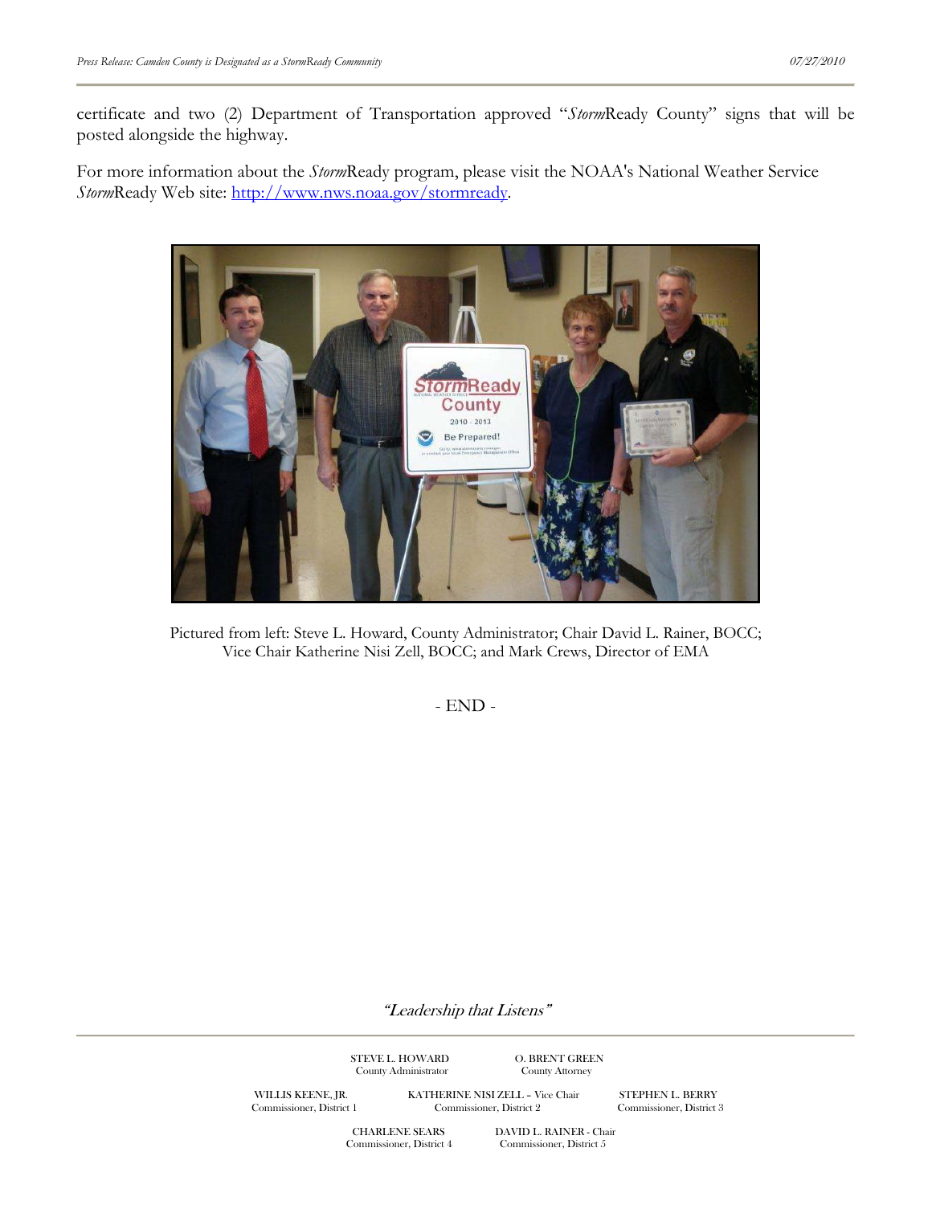certificate and two (2) Department of Transportation approved "*Storm*Ready County" signs that will be posted alongside the highway.

For more information about the *Storm*Ready program, please visit the NOAA's National Weather Service *Storm*Ready Web site: http://www.nws.noaa.gov/stormready.

Pictured from left: Steve L. Howard, County Administrator; Chair David L. Rainer, BOCC; Vice Chair Katherine Nisi Zell, BOCC; and Mark Crews, Director of EMA

- END -

*"Leadership that Listens"*

STEVE L. HOWARD
County Administrator

O. BRENT GREEN
County Attorney

WILLIS KEENE, JR.
Commissioner, District 1

KATHERINE NISI ZELL – Vice Chair
Commissioner, District 2

STEPHEN L. BERRY
Commissioner, District 3

CHARLENE SEARS
Commissioner, District 4

DAVID L. RAINER - Chair
Commissioner, District 5